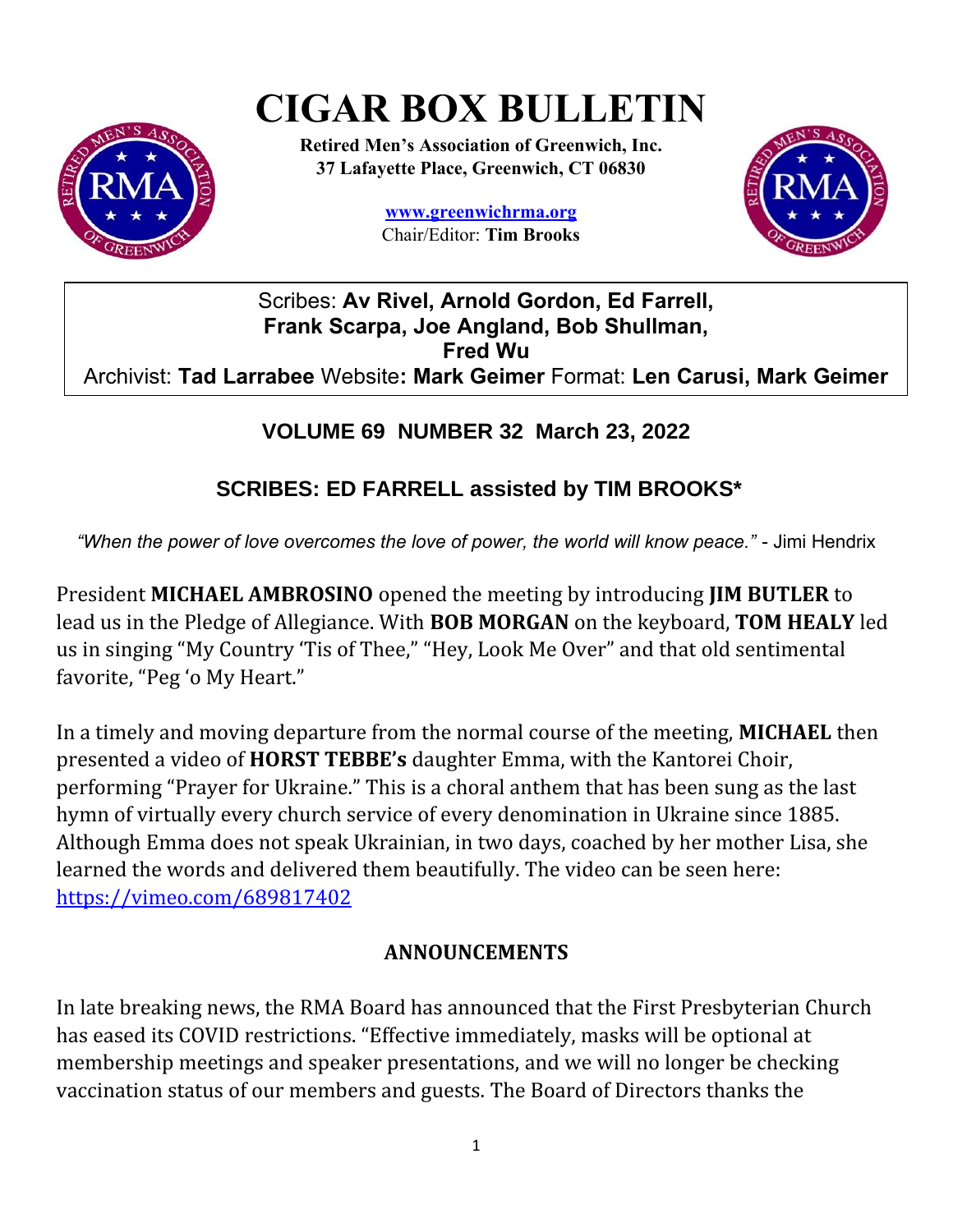# CIGAR BOX BULLETIN

**Retired Men's Association of Greenwich, Inc.**
**37 Lafayette Place, Greenwich, CT 06830**

**www.greenwichrma.org**
Chair/Editor: **Tim Brooks**

Scribes: **Av Rivel, Arnold Gordon, Ed Farrell, Frank Scarpa, Joe Angland, Bob Shullman, Fred Wu**
Archivist: **Tad Larrabee** Website**: Mark Geimer** Format: **Len Carusi, Mark Geimer**

## VOLUME 69 NUMBER 32 March 23, 2022

## SCRIBES: ED FARRELL assisted by TIM BROOKS*

*"When the power of love overcomes the love of power, the world will know peace."* - Jimi Hendrix

President **MICHAEL AMBROSINO** opened the meeting by introducing **JIM BUTLER** to lead us in the Pledge of Allegiance. With **BOB MORGAN** on the keyboard, **TOM HEALY** led us in singing "My Country 'Tis of Thee," "Hey, Look Me Over" and that old sentimental favorite, "Peg 'o My Heart."

In a timely and moving departure from the normal course of the meeting, **MICHAEL** then presented a video of **HORST TEBBE's** daughter Emma, with the Kantorei Choir, performing "Prayer for Ukraine." This is a choral anthem that has been sung as the last hymn of virtually every church service of every denomination in Ukraine since 1885. Although Emma does not speak Ukrainian, in two days, coached by her mother Lisa, she learned the words and delivered them beautifully. The video can be seen here: https://vimeo.com/689817402

### ANNOUNCEMENTS

In late breaking news, the RMA Board has announced that the First Presbyterian Church has eased its COVID restrictions. "Effective immediately, masks will be optional at membership meetings and speaker presentations, and we will no longer be checking vaccination status of our members and guests. The Board of Directors thanks the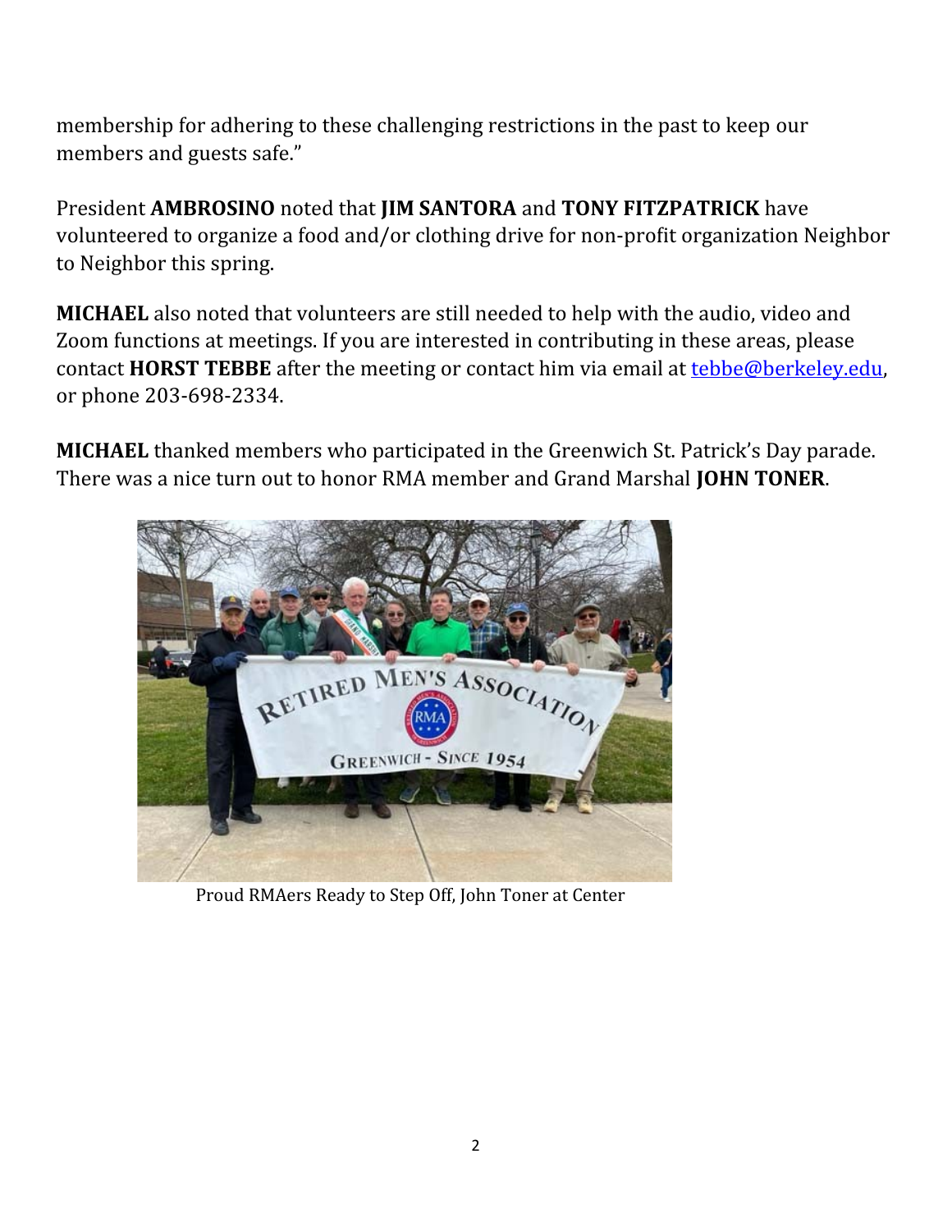membership for adhering to these challenging restrictions in the past to keep our members and guests safe."

President **AMBROSINO** noted that **JIM SANTORA** and **TONY FITZPATRICK** have volunteered to organize a food and/or clothing drive for non-profit organization Neighbor to Neighbor this spring.

**MICHAEL** also noted that volunteers are still needed to help with the audio, video and Zoom functions at meetings. If you are interested in contributing in these areas, please contact **HORST TEBBE** after the meeting or contact him via email at tebbe@berkeley.edu, or phone 203-698-2334.

**MICHAEL** thanked members who participated in the Greenwich St. Patrick's Day parade. There was a nice turn out to honor RMA member and Grand Marshal **JOHN TONER**.

Proud RMAers Ready to Step Off, John Toner at Center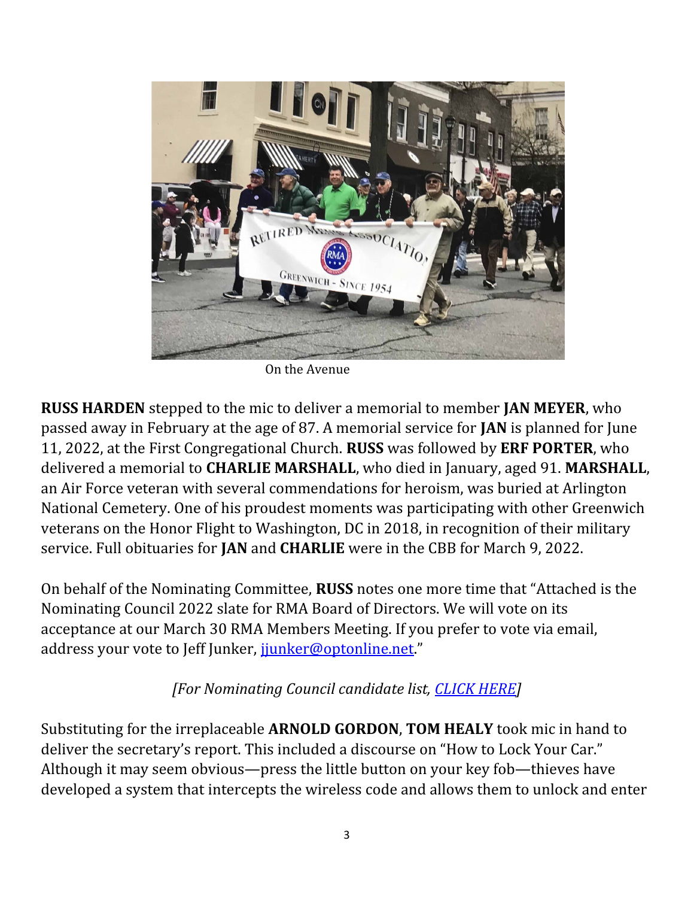On the Avenue

**RUSS HARDEN** stepped to the mic to deliver a memorial to member **JAN MEYER**, who passed away in February at the age of 87. A memorial service for **JAN** is planned for June 11, 2022, at the First Congregational Church. **RUSS** was followed by **ERF PORTER**, who delivered a memorial to **CHARLIE MARSHALL**, who died in January, aged 91. **MARSHALL**, an Air Force veteran with several commendations for heroism, was buried at Arlington National Cemetery. One of his proudest moments was participating with other Greenwich veterans on the Honor Flight to Washington, DC in 2018, in recognition of their military service. Full obituaries for **JAN** and **CHARLIE** were in the CBB for March 9, 2022.

On behalf of the Nominating Committee, **RUSS** notes one more time that "Attached is the Nominating Council 2022 slate for RMA Board of Directors. We will vote on its acceptance at our March 30 RMA Members Meeting. If you prefer to vote via email, address your vote to Jeff Junker, jjunker@optonline.net."

*[For Nominating Council candidate list, CLICK HERE]*

Substituting for the irreplaceable **ARNOLD GORDON**, **TOM HEALY** took mic in hand to deliver the secretary's report. This included a discourse on "How to Lock Your Car." Although it may seem obvious—press the little button on your key fob—thieves have developed a system that intercepts the wireless code and allows them to unlock and enter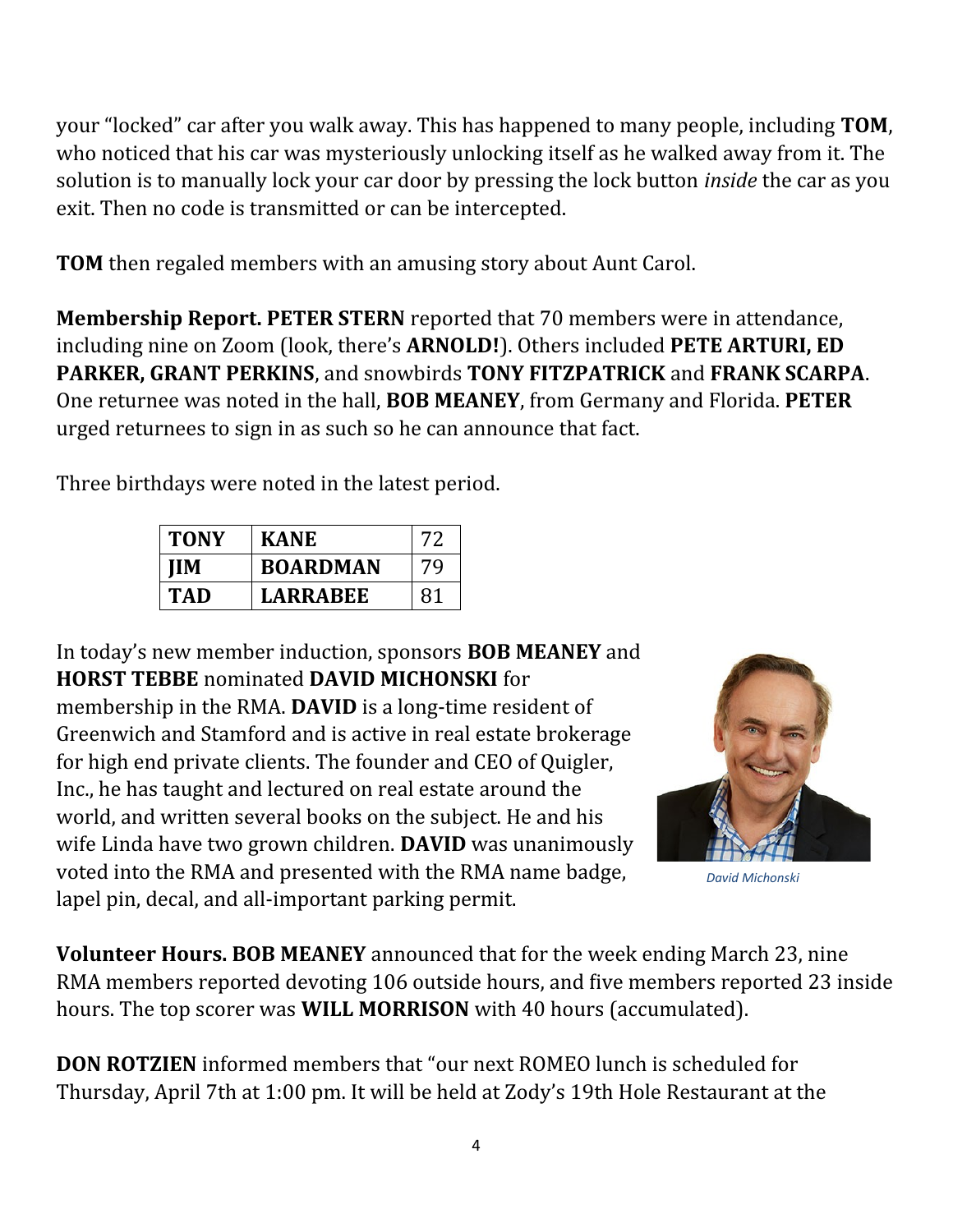your "locked" car after you walk away. This has happened to many people, including **TOM**, who noticed that his car was mysteriously unlocking itself as he walked away from it. The solution is to manually lock your car door by pressing the lock button *inside* the car as you exit. Then no code is transmitted or can be intercepted.

**TOM** then regaled members with an amusing story about Aunt Carol.

**Membership Report. PETER STERN** reported that 70 members were in attendance, including nine on Zoom (look, there's **ARNOLD!**). Others included **PETE ARTURI, ED PARKER, GRANT PERKINS**, and snowbirds **TONY FITZPATRICK** and **FRANK SCARPA**. One returnee was noted in the hall, **BOB MEANEY**, from Germany and Florida. **PETER** urged returnees to sign in as such so he can announce that fact.

Three birthdays were noted in the latest period.

| | | |
|---|---|---|
| **TONY** | **KANE** | 72 |
| **JIM** | **BOARDMAN** | 79 |
| **TAD** | **LARRABEE** | 81 |

In today's new member induction, sponsors **BOB MEANEY** and **HORST TEBBE** nominated **DAVID MICHONSKI** for membership in the RMA. **DAVID** is a long-time resident of Greenwich and Stamford and is active in real estate brokerage for high end private clients. The founder and CEO of Quigler, Inc., he has taught and lectured on real estate around the world, and written several books on the subject. He and his wife Linda have two grown children. **DAVID** was unanimously voted into the RMA and presented with the RMA name badge, lapel pin, decal, and all-important parking permit.

*David Michonski*

**Volunteer Hours. BOB MEANEY** announced that for the week ending March 23, nine RMA members reported devoting 106 outside hours, and five members reported 23 inside hours. The top scorer was **WILL MORRISON** with 40 hours (accumulated).

**DON ROTZIEN** informed members that "our next ROMEO lunch is scheduled for Thursday, April 7th at 1:00 pm. It will be held at Zody's 19th Hole Restaurant at the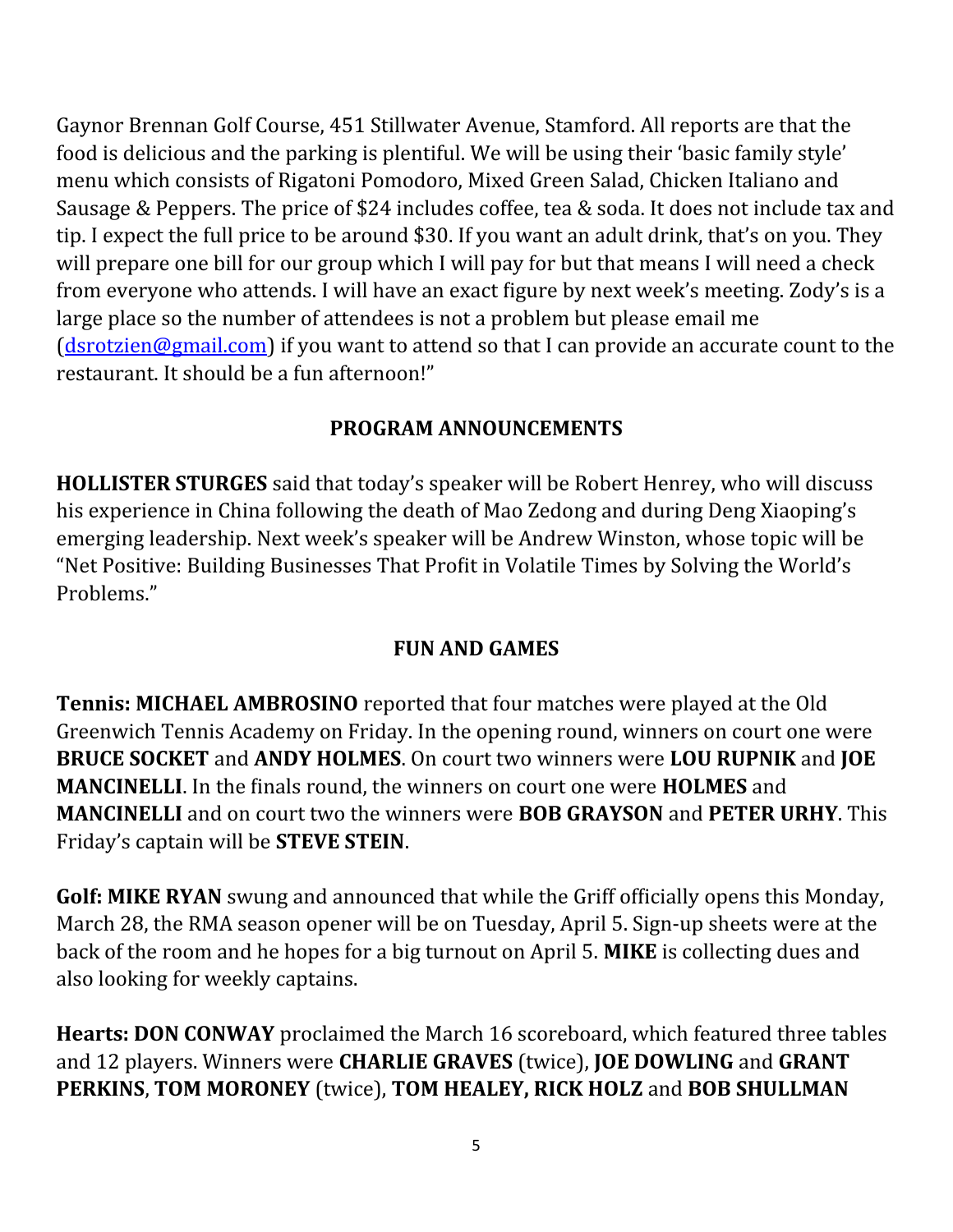Gaynor Brennan Golf Course, 451 Stillwater Avenue, Stamford. All reports are that the food is delicious and the parking is plentiful. We will be using their 'basic family style' menu which consists of Rigatoni Pomodoro, Mixed Green Salad, Chicken Italiano and Sausage & Peppers. The price of $24 includes coffee, tea & soda. It does not include tax and tip. I expect the full price to be around $30. If you want an adult drink, that's on you. They will prepare one bill for our group which I will pay for but that means I will need a check from everyone who attends. I will have an exact figure by next week's meeting. Zody's is a large place so the number of attendees is not a problem but please email me (dsrotzien@gmail.com) if you want to attend so that I can provide an accurate count to the restaurant. It should be a fun afternoon!"

## PROGRAM ANNOUNCEMENTS

**HOLLISTER STURGES** said that today's speaker will be Robert Henrey, who will discuss his experience in China following the death of Mao Zedong and during Deng Xiaoping's emerging leadership. Next week's speaker will be Andrew Winston, whose topic will be "Net Positive: Building Businesses That Profit in Volatile Times by Solving the World's Problems."

## FUN AND GAMES

**Tennis: MICHAEL AMBROSINO** reported that four matches were played at the Old Greenwich Tennis Academy on Friday. In the opening round, winners on court one were **BRUCE SOCKET** and **ANDY HOLMES**. On court two winners were **LOU RUPNIK** and **JOE MANCINELLI**. In the finals round, the winners on court one were **HOLMES** and **MANCINELLI** and on court two the winners were **BOB GRAYSON** and **PETER URHY**. This Friday's captain will be **STEVE STEIN**.

**Golf: MIKE RYAN** swung and announced that while the Griff officially opens this Monday, March 28, the RMA season opener will be on Tuesday, April 5. Sign-up sheets were at the back of the room and he hopes for a big turnout on April 5. **MIKE** is collecting dues and also looking for weekly captains.

**Hearts: DON CONWAY** proclaimed the March 16 scoreboard, which featured three tables and 12 players. Winners were **CHARLIE GRAVES** (twice), **JOE DOWLING** and **GRANT PERKINS**, **TOM MORONEY** (twice), **TOM HEALEY, RICK HOLZ** and **BOB SHULLMAN**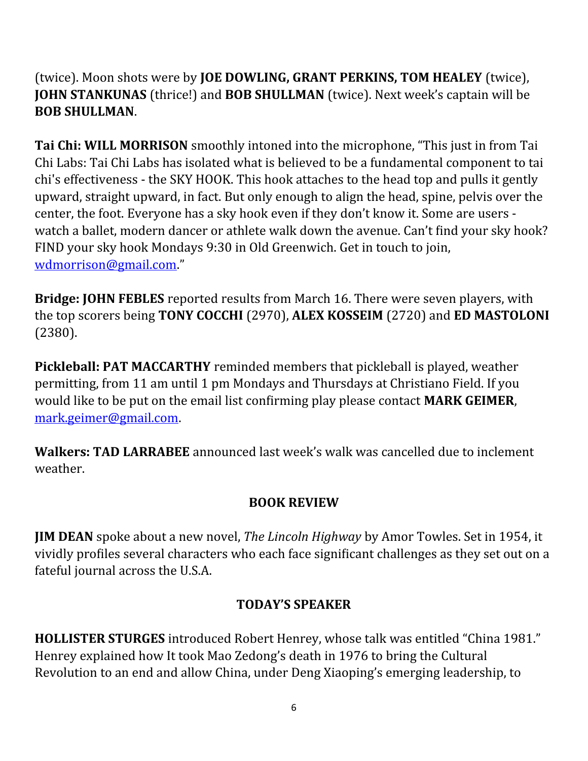(twice). Moon shots were by **JOE DOWLING, GRANT PERKINS, TOM HEALEY** (twice), **JOHN STANKUNAS** (thrice!) and **BOB SHULLMAN** (twice). Next week's captain will be **BOB SHULLMAN**.

**Tai Chi: WILL MORRISON** smoothly intoned into the microphone, "This just in from Tai Chi Labs: Tai Chi Labs has isolated what is believed to be a fundamental component to tai chi's effectiveness - the SKY HOOK. This hook attaches to the head top and pulls it gently upward, straight upward, in fact. But only enough to align the head, spine, pelvis over the center, the foot. Everyone has a sky hook even if they don't know it. Some are users - watch a ballet, modern dancer or athlete walk down the avenue. Can't find your sky hook? FIND your sky hook Mondays 9:30 in Old Greenwich. Get in touch to join, wdmorrison@gmail.com."

**Bridge: JOHN FEBLES** reported results from March 16. There were seven players, with the top scorers being **TONY COCCHI** (2970), **ALEX KOSSEIM** (2720) and **ED MASTOLONI** (2380).

**Pickleball: PAT MACCARTHY** reminded members that pickleball is played, weather permitting, from 11 am until 1 pm Mondays and Thursdays at Christiano Field. If you would like to be put on the email list confirming play please contact **MARK GEIMER**, mark.geimer@gmail.com.

**Walkers: TAD LARRABEE** announced last week's walk was cancelled due to inclement weather.

## BOOK REVIEW

**JIM DEAN** spoke about a new novel, *The Lincoln Highway* by Amor Towles. Set in 1954, it vividly profiles several characters who each face significant challenges as they set out on a fateful journal across the U.S.A.

## TODAY'S SPEAKER

**HOLLISTER STURGES** introduced Robert Henrey, whose talk was entitled "China 1981." Henrey explained how It took Mao Zedong's death in 1976 to bring the Cultural Revolution to an end and allow China, under Deng Xiaoping's emerging leadership, to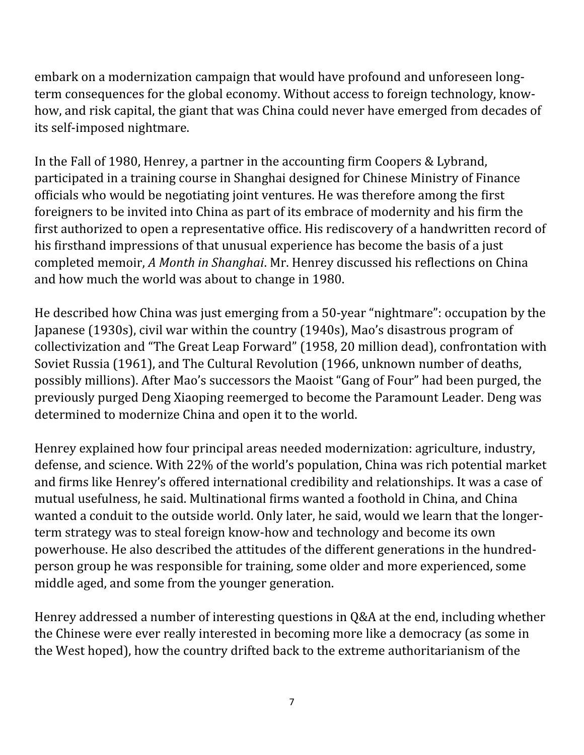embark on a modernization campaign that would have profound and unforeseen long-term consequences for the global economy. Without access to foreign technology, know-how, and risk capital, the giant that was China could never have emerged from decades of its self-imposed nightmare.

In the Fall of 1980, Henrey, a partner in the accounting firm Coopers & Lybrand, participated in a training course in Shanghai designed for Chinese Ministry of Finance officials who would be negotiating joint ventures. He was therefore among the first foreigners to be invited into China as part of its embrace of modernity and his firm the first authorized to open a representative office. His rediscovery of a handwritten record of his firsthand impressions of that unusual experience has become the basis of a just completed memoir, *A Month in Shanghai*. Mr. Henrey discussed his reflections on China and how much the world was about to change in 1980.

He described how China was just emerging from a 50-year "nightmare": occupation by the Japanese (1930s), civil war within the country (1940s), Mao's disastrous program of collectivization and "The Great Leap Forward" (1958, 20 million dead), confrontation with Soviet Russia (1961), and The Cultural Revolution (1966, unknown number of deaths, possibly millions). After Mao's successors the Maoist "Gang of Four" had been purged, the previously purged Deng Xiaoping reemerged to become the Paramount Leader. Deng was determined to modernize China and open it to the world.

Henrey explained how four principal areas needed modernization: agriculture, industry, defense, and science. With 22% of the world's population, China was rich potential market and firms like Henrey's offered international credibility and relationships. It was a case of mutual usefulness, he said. Multinational firms wanted a foothold in China, and China wanted a conduit to the outside world. Only later, he said, would we learn that the longer-term strategy was to steal foreign know-how and technology and become its own powerhouse. He also described the attitudes of the different generations in the hundred-person group he was responsible for training, some older and more experienced, some middle aged, and some from the younger generation.

Henrey addressed a number of interesting questions in Q&A at the end, including whether the Chinese were ever really interested in becoming more like a democracy (as some in the West hoped), how the country drifted back to the extreme authoritarianism of the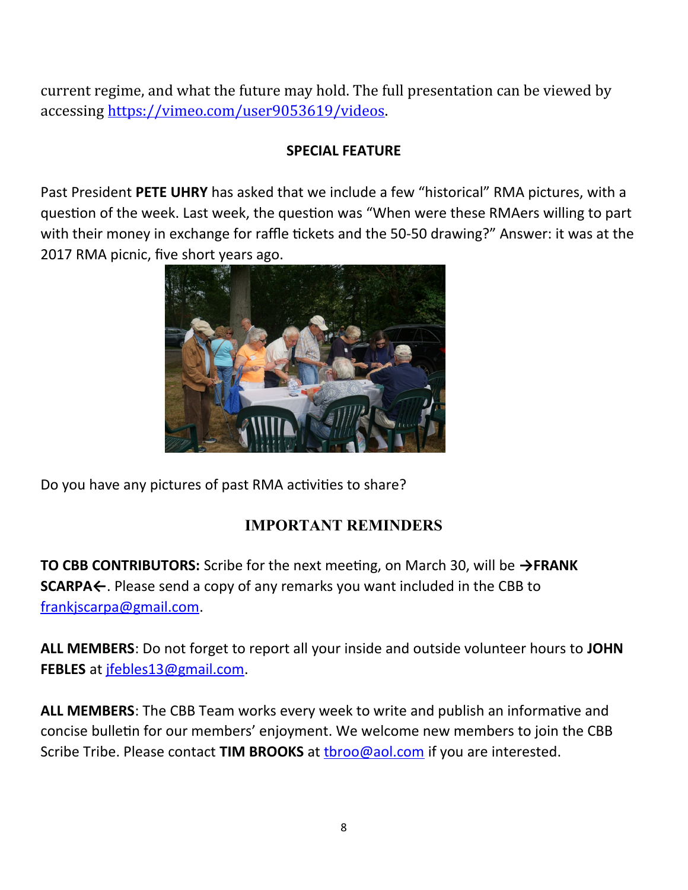current regime, and what the future may hold. The full presentation can be viewed by accessing [https://vimeo.com/user9053619/videos](https://vimeo.com/user9053619/videos).

## SPECIAL FEATURE

Past President **PETE UHRY** has asked that we include a few "historical" RMA pictures, with a question of the week. Last week, the question was "When were these RMAers willing to part with their money in exchange for raffle tickets and the 50-50 drawing?" Answer: it was at the 2017 RMA picnic, five short years ago.

Do you have any pictures of past RMA activities to share?

## IMPORTANT REMINDERS

**TO CBB CONTRIBUTORS:** Scribe for the next meeting, on March 30, will be **→FRANK SCARPA←**. Please send a copy of any remarks you want included in the CBB to [frankjscarpa@gmail.com](mailto:frankjscarpa@gmail.com).

**ALL MEMBERS**: Do not forget to report all your inside and outside volunteer hours to **JOHN FEBLES** at [jfebles13@gmail.com](mailto:jfebles13@gmail.com).

**ALL MEMBERS**: The CBB Team works every week to write and publish an informative and concise bulletin for our members' enjoyment. We welcome new members to join the CBB Scribe Tribe. Please contact **TIM BROOKS** at [tbroo@aol.com](mailto:tbroo@aol.com) if you are interested.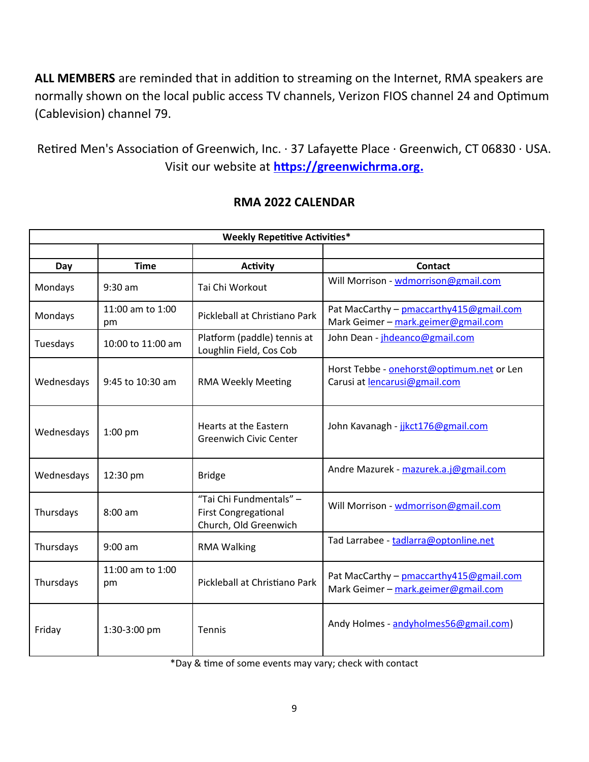**ALL MEMBERS** are reminded that in addition to streaming on the Internet, RMA speakers are normally shown on the local public access TV channels, Verizon FIOS channel 24 and Optimum (Cablevision) channel 79.

Retired Men's Association of Greenwich, Inc. · 37 Lafayette Place · Greenwich, CT 06830 · USA.
Visit our website at **https://greenwichrma.org.**

## RMA 2022 CALENDAR

| Weekly Repetitive Activities* | | | |
|---|---|---|---|
| | | | |
| **Day** | **Time** | **Activity** | **Contact** |
| Mondays | 9:30 am | Tai Chi Workout | Will Morrison - wdmorrison@gmail.com |
| Mondays | 11:00 am to 1:00 pm | Pickleball at Christiano Park | Pat MacCarthy – pmaccarthy415@gmail.com Mark Geimer – mark.geimer@gmail.com |
| Tuesdays | 10:00 to 11:00 am | Platform (paddle) tennis at Loughlin Field, Cos Cob | John Dean - jhdeanco@gmail.com |
| Wednesdays | 9:45 to 10:30 am | RMA Weekly Meeting | Horst Tebbe - onehorst@optimum.net or Len Carusi at lencarusi@gmail.com |
| Wednesdays | 1:00 pm | Hearts at the Eastern Greenwich Civic Center | John Kavanagh - jjkct176@gmail.com |
| Wednesdays | 12:30 pm | Bridge | Andre Mazurek - mazurek.a.j@gmail.com |
| Thursdays | 8:00 am | "Tai Chi Fundmentals" – First Congregational Church, Old Greenwich | Will Morrison - wdmorrison@gmail.com |
| Thursdays | 9:00 am | RMA Walking | Tad Larrabee - tadlarra@optonline.net |
| Thursdays | 11:00 am to 1:00 pm | Pickleball at Christiano Park | Pat MacCarthy – pmaccarthy415@gmail.com Mark Geimer – mark.geimer@gmail.com |
| Friday | 1:30-3:00 pm | Tennis | Andy Holmes - andyholmes56@gmail.com) |

*Day & time of some events may vary; check with contact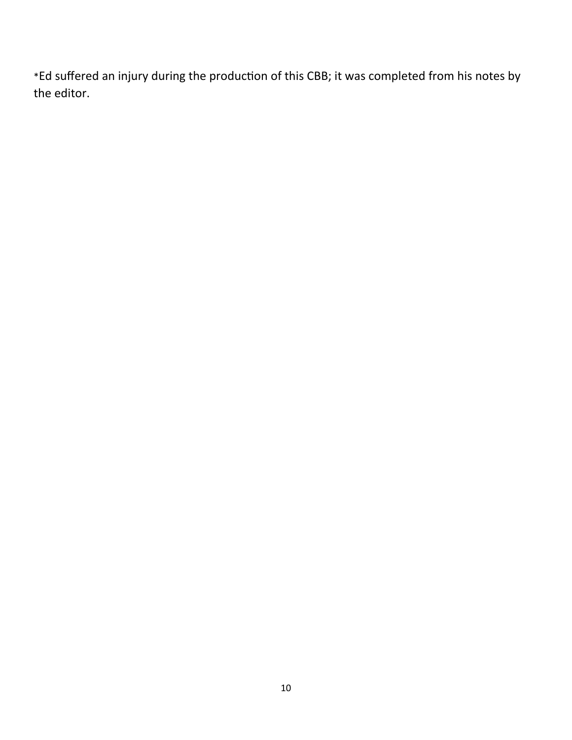*Ed suffered an injury during the production of this CBB; it was completed from his notes by the editor.